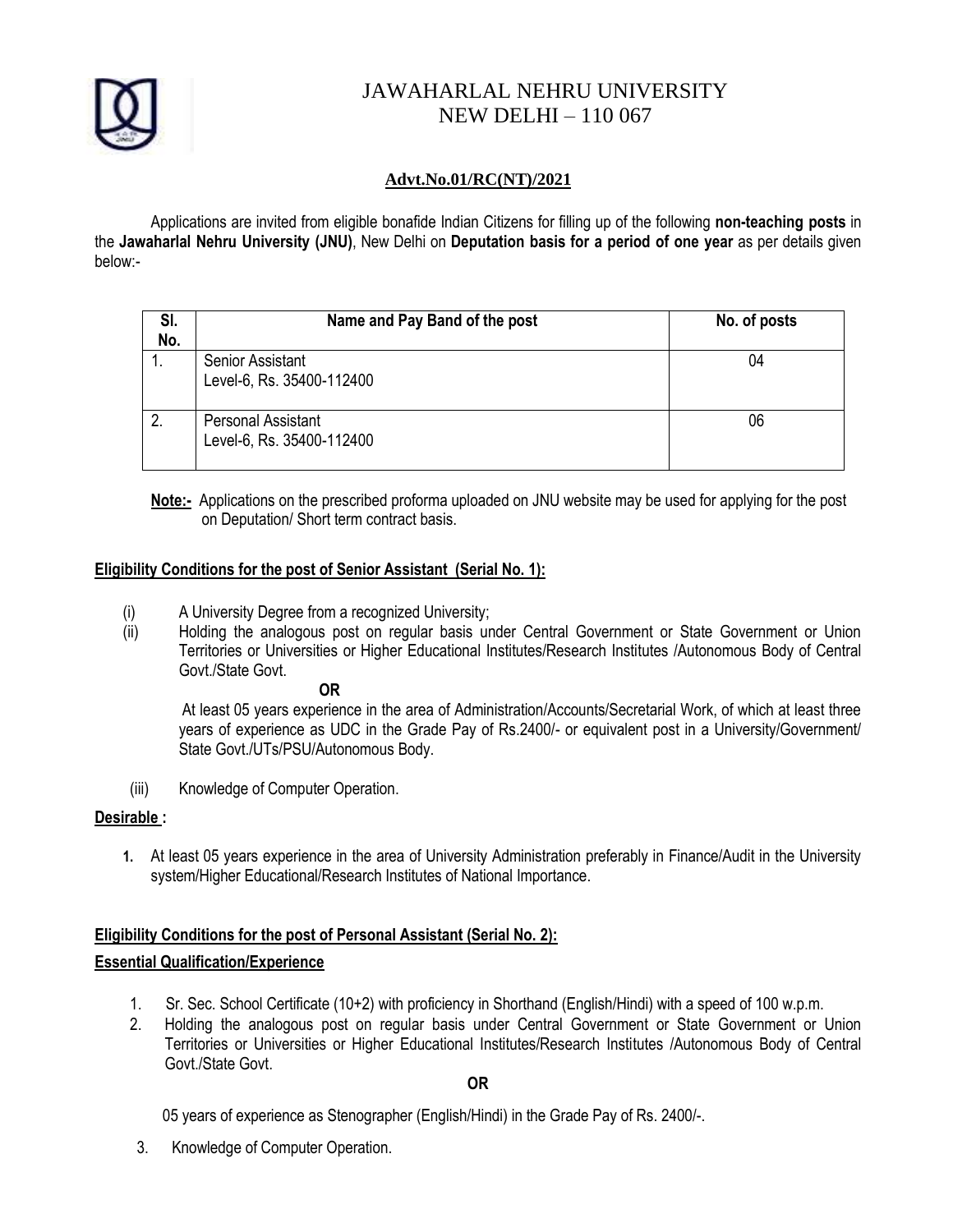# JAWAHARLAL NEHRU UNIVERSITY
# NEW DELHI – 110 067

**Advt.No.01/RC(NT)/2021**

Applications are invited from eligible bonafide Indian Citizens for filling up of the following **non-teaching posts** in the **Jawaharlal Nehru University (JNU)**, New Delhi on **Deputation basis for a period of one year** as per details given below:-

| Sl. No. | Name and Pay Band of the post | No. of posts |
|---|---|---|
| 1. | Senior Assistant<br>Level-6, Rs. 35400-112400 | 04 |
| 2. | Personal Assistant<br>Level-6, Rs. 35400-112400 | 06 |

**Note:-** Applications on the prescribed proforma uploaded on JNU website may be used for applying for the post on Deputation/ Short term contract basis.

**Eligibility Conditions for the post of Senior Assistant (Serial No. 1):**

(i) A University Degree from a recognized University;

(ii) Holding the analogous post on regular basis under Central Government or State Government or Union Territories or Universities or Higher Educational Institutes/Research Institutes /Autonomous Body of Central Govt./State Govt.

**OR**

At least 05 years experience in the area of Administration/Accounts/Secretarial Work, of which at least three years of experience as UDC in the Grade Pay of Rs.2400/- or equivalent post in a University/Government/ State Govt./UTs/PSU/Autonomous Body.

(iii) Knowledge of Computer Operation.

**Desirable :**

1. At least 05 years experience in the area of University Administration preferably in Finance/Audit in the University system/Higher Educational/Research Institutes of National Importance.

**Eligibility Conditions for the post of Personal Assistant (Serial No. 2):**

**Essential Qualification/Experience**

1. Sr. Sec. School Certificate (10+2) with proficiency in Shorthand (English/Hindi) with a speed of 100 w.p.m.
2. Holding the analogous post on regular basis under Central Government or State Government or Union Territories or Universities or Higher Educational Institutes/Research Institutes /Autonomous Body of Central Govt./State Govt.

   **OR**

   05 years of experience as Stenographer (English/Hindi) in the Grade Pay of Rs. 2400/-.

3. Knowledge of Computer Operation.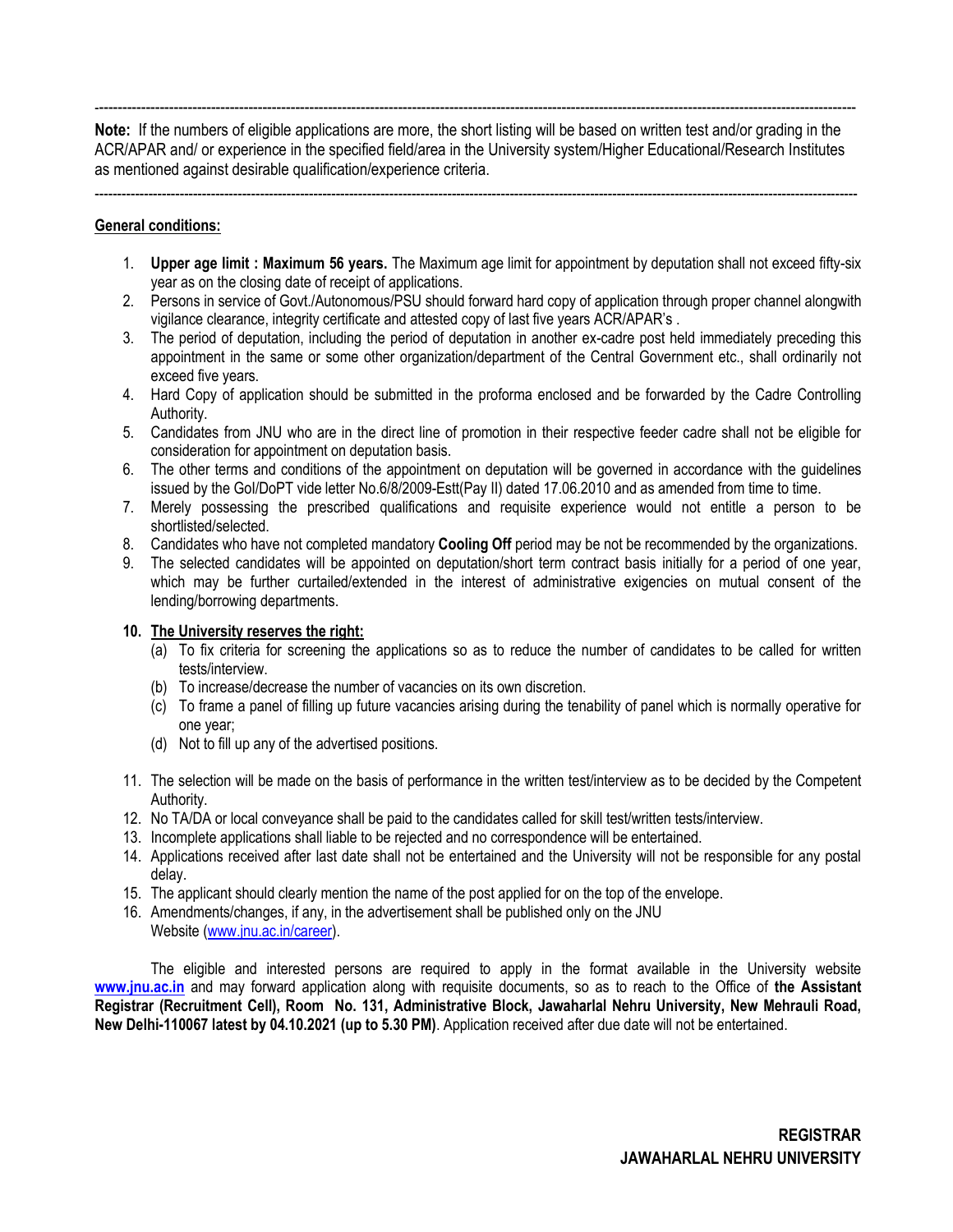---

**Note:** If the numbers of eligible applications are more, the short listing will be based on written test and/or grading in the ACR/APAR and/ or experience in the specified field/area in the University system/Higher Educational/Research Institutes as mentioned against desirable qualification/experience criteria.

---

**General conditions:**

1. **Upper age limit : Maximum 56 years.** The Maximum age limit for appointment by deputation shall not exceed fifty-six year as on the closing date of receipt of applications.
2. Persons in service of Govt./Autonomous/PSU should forward hard copy of application through proper channel alongwith vigilance clearance, integrity certificate and attested copy of last five years ACR/APAR's .
3. The period of deputation, including the period of deputation in another ex-cadre post held immediately preceding this appointment in the same or some other organization/department of the Central Government etc., shall ordinarily not exceed five years.
4. Hard Copy of application should be submitted in the proforma enclosed and be forwarded by the Cadre Controlling Authority.
5. Candidates from JNU who are in the direct line of promotion in their respective feeder cadre shall not be eligible for consideration for appointment on deputation basis.
6. The other terms and conditions of the appointment on deputation will be governed in accordance with the guidelines issued by the GoI/DoPT vide letter No.6/8/2009-Estt(Pay II) dated 17.06.2010 and as amended from time to time.
7. Merely possessing the prescribed qualifications and requisite experience would not entitle a person to be shortlisted/selected.
8. Candidates who have not completed mandatory **Cooling Off** period may be not be recommended by the organizations.
9. The selected candidates will be appointed on deputation/short term contract basis initially for a period of one year, which may be further curtailed/extended in the interest of administrative exigencies on mutual consent of the lending/borrowing departments.
10. **The University reserves the right:**
    (a) To fix criteria for screening the applications so as to reduce the number of candidates to be called for written tests/interview.
    (b) To increase/decrease the number of vacancies on its own discretion.
    (c) To frame a panel of filling up future vacancies arising during the tenability of panel which is normally operative for one year;
    (d) Not to fill up any of the advertised positions.
11. The selection will be made on the basis of performance in the written test/interview as to be decided by the Competent Authority.
12. No TA/DA or local conveyance shall be paid to the candidates called for skill test/written tests/interview.
13. Incomplete applications shall liable to be rejected and no correspondence will be entertained.
14. Applications received after last date shall not be entertained and the University will not be responsible for any postal delay.
15. The applicant should clearly mention the name of the post applied for on the top of the envelope.
16. Amendments/changes, if any, in the advertisement shall be published only on the JNU Website (www.jnu.ac.in/career).

The eligible and interested persons are required to apply in the format available in the University website **www.jnu.ac.in** and may forward application along with requisite documents, so as to reach to the Office of **the Assistant Registrar (Recruitment Cell), Room No. 131, Administrative Block, Jawaharlal Nehru University, New Mehrauli Road, New Delhi-110067 latest by 04.10.2021 (up to 5.30 PM)**. Application received after due date will not be entertained.

**REGISTRAR**
**JAWAHARLAL NEHRU UNIVERSITY**